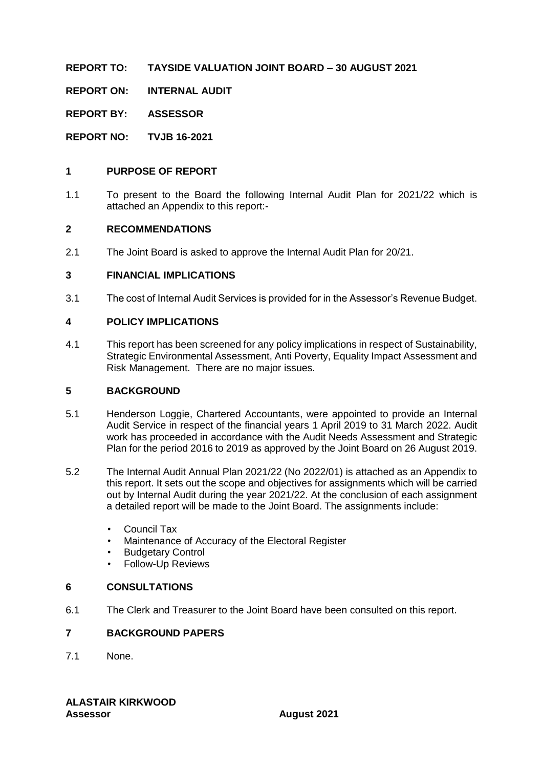**REPORT TO: TAYSIDE VALUATION JOINT BOARD – 30 AUGUST 2021**

**REPORT ON: INTERNAL AUDIT**

**REPORT BY: ASSESSOR**

**REPORT NO: TVJB 16-2021**

## 1 PURPOSE OF REPORT

1.1 To present to the Board the following Internal Audit Plan for 2021/22 which is attached an Appendix to this report:-

## 2 RECOMMENDATIONS

2.1 The Joint Board is asked to approve the Internal Audit Plan for 20/21.

## 3 FINANCIAL IMPLICATIONS

3.1 The cost of Internal Audit Services is provided for in the Assessor's Revenue Budget.

## 4 POLICY IMPLICATIONS

4.1 This report has been screened for any policy implications in respect of Sustainability, Strategic Environmental Assessment, Anti Poverty, Equality Impact Assessment and Risk Management. There are no major issues.

## 5 BACKGROUND

5.1 Henderson Loggie, Chartered Accountants, were appointed to provide an Internal Audit Service in respect of the financial years 1 April 2019 to 31 March 2022. Audit work has proceeded in accordance with the Audit Needs Assessment and Strategic Plan for the period 2016 to 2019 as approved by the Joint Board on 26 August 2019.

5.2 The Internal Audit Annual Plan 2021/22 (No 2022/01) is attached as an Appendix to this report. It sets out the scope and objectives for assignments which will be carried out by Internal Audit during the year 2021/22. At the conclusion of each assignment a detailed report will be made to the Joint Board. The assignments include:

- Council Tax
- Maintenance of Accuracy of the Electoral Register
- Budgetary Control
- Follow-Up Reviews

## 6 CONSULTATIONS

6.1 The Clerk and Treasurer to the Joint Board have been consulted on this report.

## 7 BACKGROUND PAPERS

7.1 None.

**ALASTAIR KIRKWOOD**
**Assessor** **August 2021**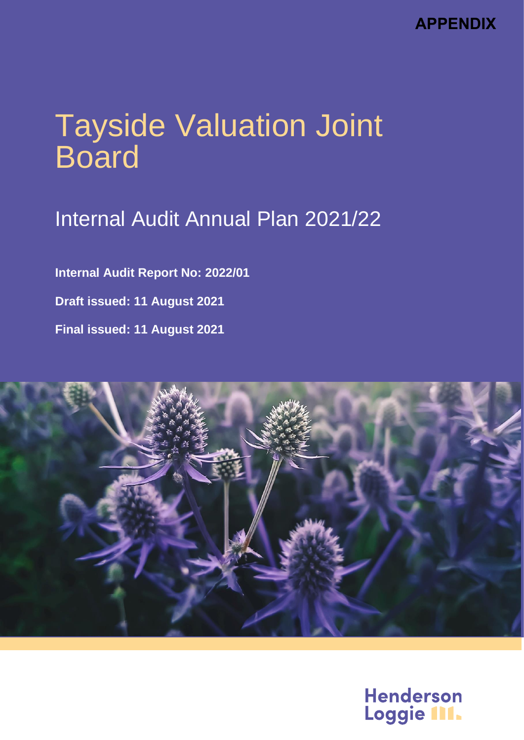APPENDIX

# Tayside Valuation Joint Board

## Internal Audit Annual Plan 2021/22

**Internal Audit Report No: 2022/01**

**Draft issued: 11 August 2021**

**Final issued: 11 August 2021**

Henderson Loggie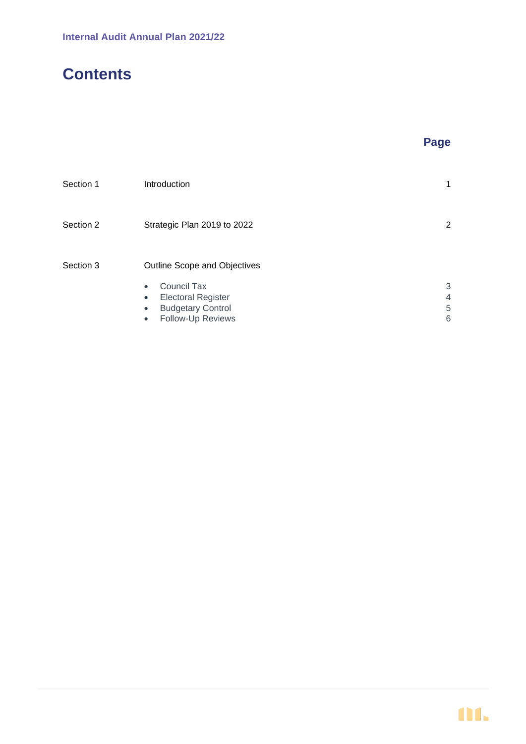# Contents

| | | Page |
|---|---|---|
| Section 1 | Introduction | 1 |
| Section 2 | Strategic Plan 2019 to 2022 | 2 |
| Section 3 | Outline Scope and Objectives | |
| | • Council Tax | 3 |
| | • Electoral Register | 4 |
| | • Budgetary Control | 5 |
| | • Follow-Up Reviews | 6 |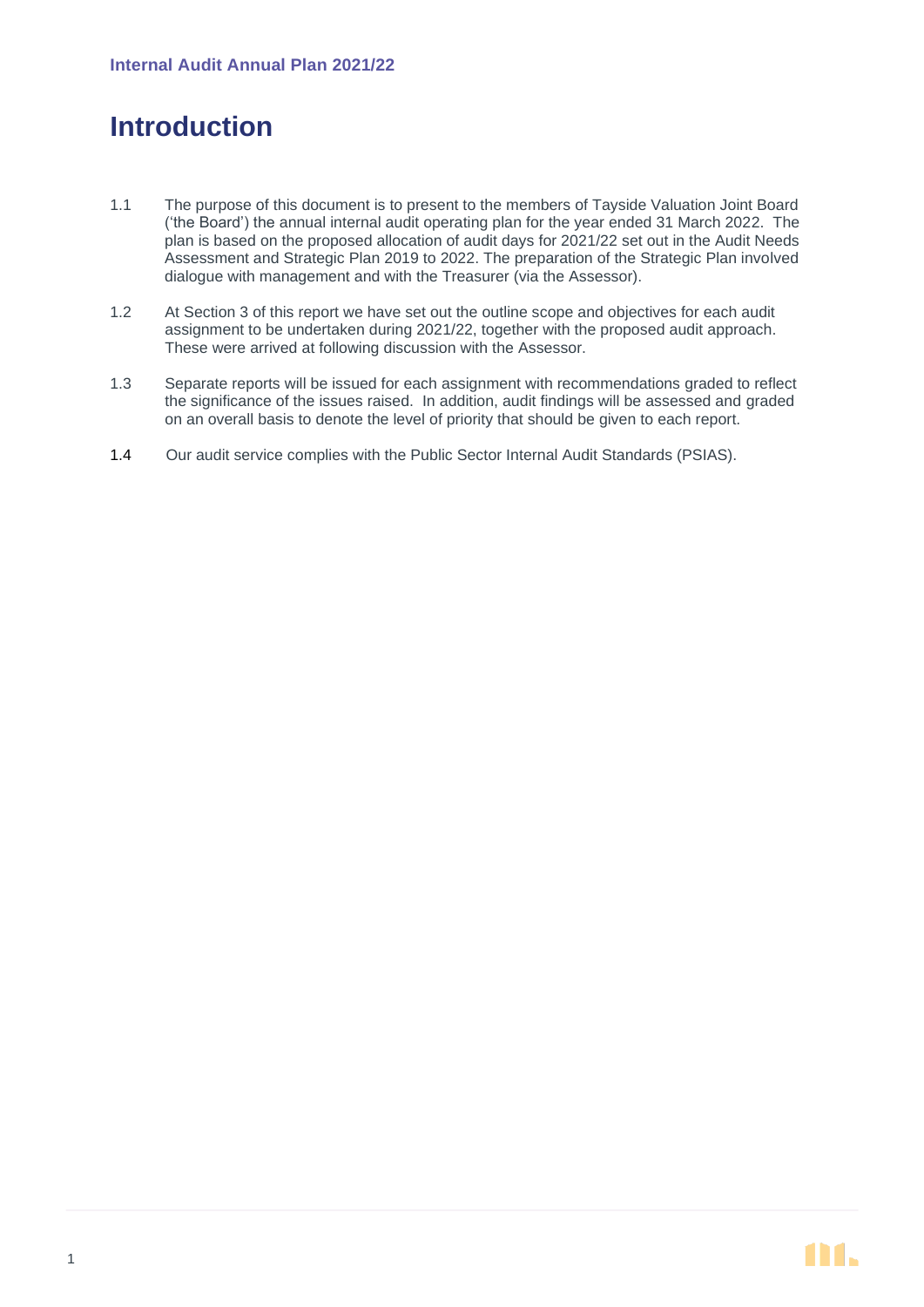# Introduction

1.1 The purpose of this document is to present to the members of Tayside Valuation Joint Board ('the Board') the annual internal audit operating plan for the year ended 31 March 2022. The plan is based on the proposed allocation of audit days for 2021/22 set out in the Audit Needs Assessment and Strategic Plan 2019 to 2022. The preparation of the Strategic Plan involved dialogue with management and with the Treasurer (via the Assessor).

1.2 At Section 3 of this report we have set out the outline scope and objectives for each audit assignment to be undertaken during 2021/22, together with the proposed audit approach. These were arrived at following discussion with the Assessor.

1.3 Separate reports will be issued for each assignment with recommendations graded to reflect the significance of the issues raised. In addition, audit findings will be assessed and graded on an overall basis to denote the level of priority that should be given to each report.

1.4 Our audit service complies with the Public Sector Internal Audit Standards (PSIAS).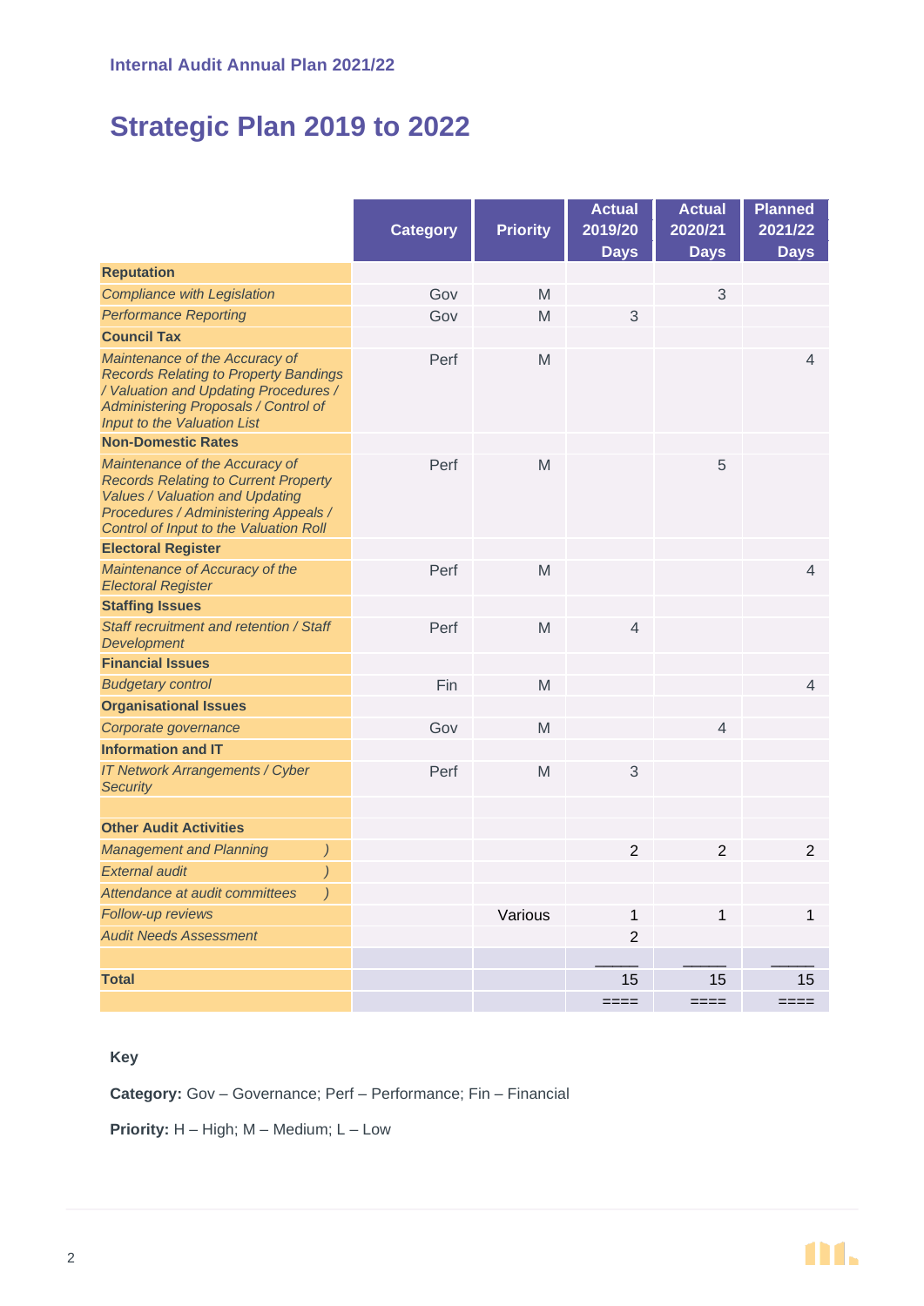## Strategic Plan 2019 to 2022

| | Category | Priority | Actual 2019/20 Days | Actual 2020/21 Days | Planned 2021/22 Days |
|---|---|---|---|---|---|
| **Reputation** | | | | | |
| *Compliance with Legislation* | Gov | M | | 3 | |
| *Performance Reporting* | Gov | M | 3 | | |
| **Council Tax** | | | | | |
| *Maintenance of the Accuracy of Records Relating to Property Bandings / Valuation and Updating Procedures / Administering Proposals / Control of Input to the Valuation List* | Perf | M | | | 4 |
| **Non-Domestic Rates** | | | | | |
| *Maintenance of the Accuracy of Records Relating to Current Property Values / Valuation and Updating Procedures / Administering Appeals / Control of Input to the Valuation Roll* | Perf | M | | 5 | |
| **Electoral Register** | | | | | |
| *Maintenance of Accuracy of the Electoral Register* | Perf | M | | | 4 |
| **Staffing Issues** | | | | | |
| *Staff recruitment and retention / Staff Development* | Perf | M | 4 | | |
| **Financial Issues** | | | | | |
| *Budgetary control* | Fin | M | | | 4 |
| **Organisational Issues** | | | | | |
| *Corporate governance* | Gov | M | | 4 | |
| **Information and IT** | | | | | |
| *IT Network Arrangements / Cyber Security* | Perf | M | 3 | | |
| | | | | | |
| **Other Audit Activities** | | | | | |
| *Management and Planning )* | | | 2 | 2 | 2 |
| *External audit )* | | | | | |
| *Attendance at audit committees )* | | | | | |
| *Follow-up reviews* | | Various | 1 | 1 | 1 |
| *Audit Needs Assessment* | | | 2 | | |
| | | | _____ | _____ | _____ |
| **Total** | | | 15 | 15 | 15 |
| | | | ==== | ==== | ==== |

**Key**

**Category:** Gov – Governance; Perf – Performance; Fin – Financial

**Priority:** H – High; M – Medium; L – Low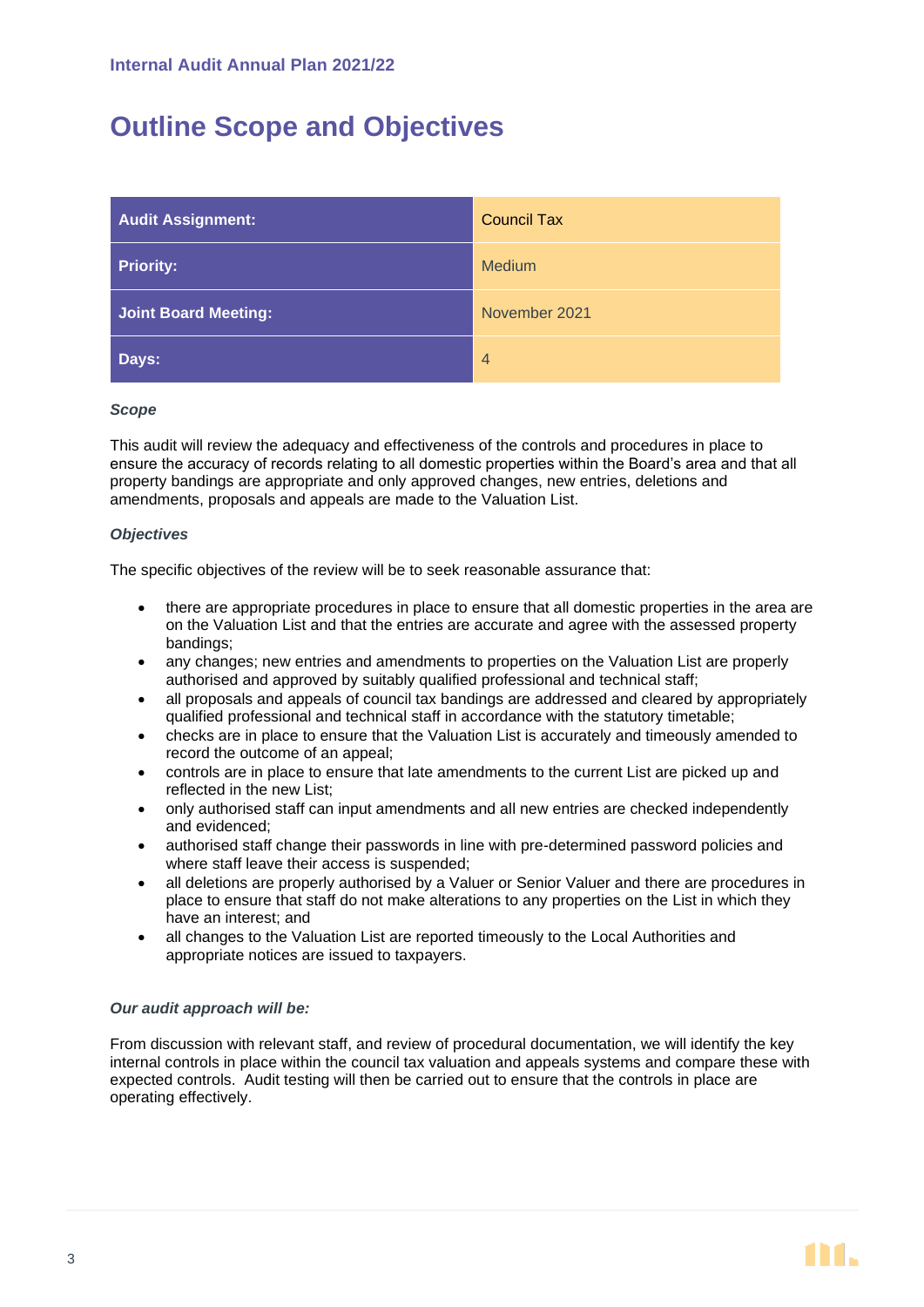# Outline Scope and Objectives

| Audit Assignment: | Council Tax |
| --- | --- |
| Priority: | Medium |
| Joint Board Meeting: | November 2021 |
| Days: | 4 |

***Scope***

This audit will review the adequacy and effectiveness of the controls and procedures in place to ensure the accuracy of records relating to all domestic properties within the Board's area and that all property bandings are appropriate and only approved changes, new entries, deletions and amendments, proposals and appeals are made to the Valuation List.

***Objectives***

The specific objectives of the review will be to seek reasonable assurance that:

- there are appropriate procedures in place to ensure that all domestic properties in the area are on the Valuation List and that the entries are accurate and agree with the assessed property bandings;
- any changes; new entries and amendments to properties on the Valuation List are properly authorised and approved by suitably qualified professional and technical staff;
- all proposals and appeals of council tax bandings are addressed and cleared by appropriately qualified professional and technical staff in accordance with the statutory timetable;
- checks are in place to ensure that the Valuation List is accurately and timeously amended to record the outcome of an appeal;
- controls are in place to ensure that late amendments to the current List are picked up and reflected in the new List;
- only authorised staff can input amendments and all new entries are checked independently and evidenced;
- authorised staff change their passwords in line with pre-determined password policies and where staff leave their access is suspended;
- all deletions are properly authorised by a Valuer or Senior Valuer and there are procedures in place to ensure that staff do not make alterations to any properties on the List in which they have an interest; and
- all changes to the Valuation List are reported timeously to the Local Authorities and appropriate notices are issued to taxpayers.

***Our audit approach will be:***

From discussion with relevant staff, and review of procedural documentation, we will identify the key internal controls in place within the council tax valuation and appeals systems and compare these with expected controls. Audit testing will then be carried out to ensure that the controls in place are operating effectively.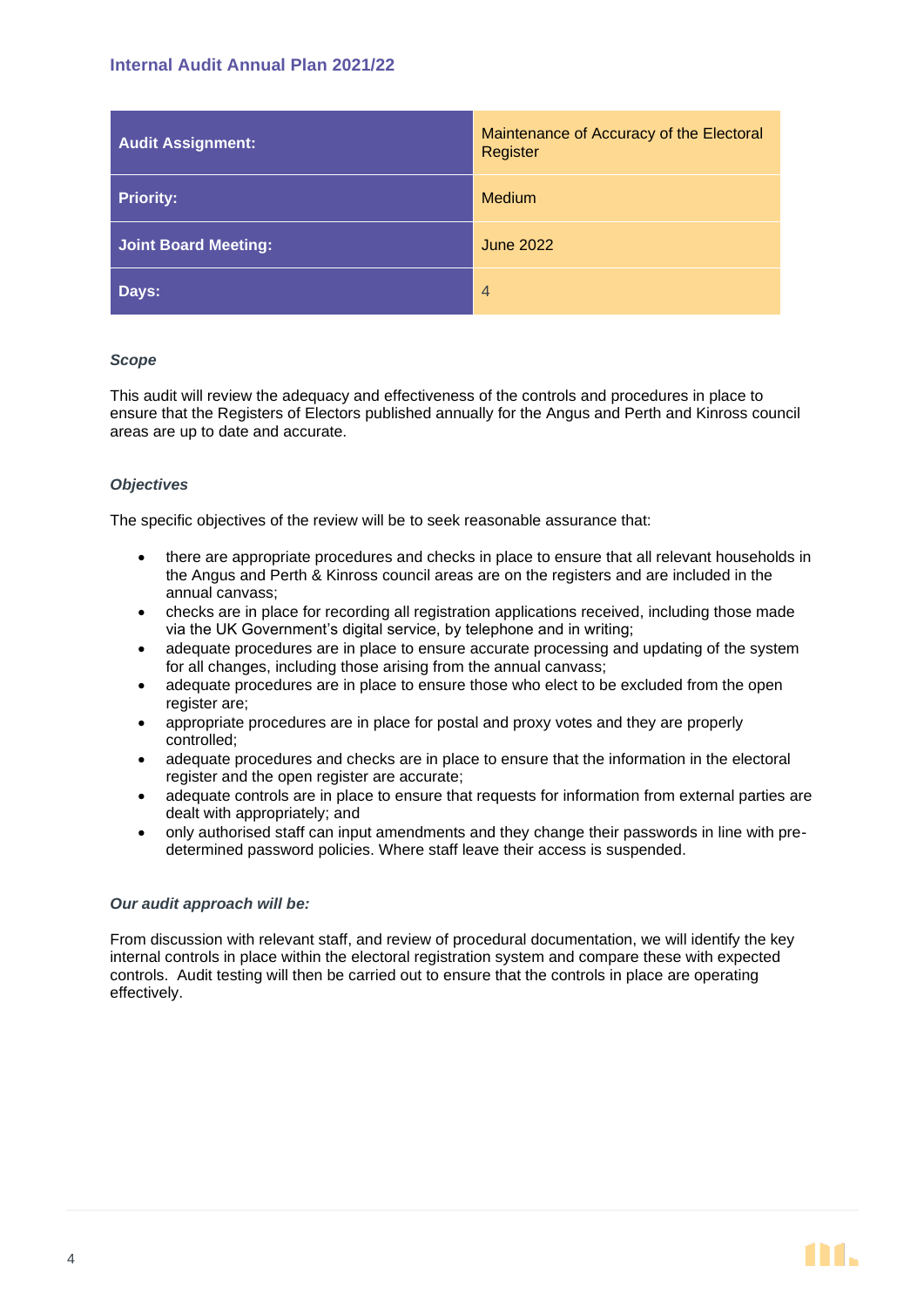| Audit Assignment: | Maintenance of Accuracy of the Electoral Register |
| --- | --- |
| Priority: | Medium |
| Joint Board Meeting: | June 2022 |
| Days: | 4 |

### *Scope*

This audit will review the adequacy and effectiveness of the controls and procedures in place to ensure that the Registers of Electors published annually for the Angus and Perth and Kinross council areas are up to date and accurate.

### *Objectives*

The specific objectives of the review will be to seek reasonable assurance that:

- there are appropriate procedures and checks in place to ensure that all relevant households in the Angus and Perth & Kinross council areas are on the registers and are included in the annual canvass;
- checks are in place for recording all registration applications received, including those made via the UK Government's digital service, by telephone and in writing;
- adequate procedures are in place to ensure accurate processing and updating of the system for all changes, including those arising from the annual canvass;
- adequate procedures are in place to ensure those who elect to be excluded from the open register are;
- appropriate procedures are in place for postal and proxy votes and they are properly controlled;
- adequate procedures and checks are in place to ensure that the information in the electoral register and the open register are accurate;
- adequate controls are in place to ensure that requests for information from external parties are dealt with appropriately; and
- only authorised staff can input amendments and they change their passwords in line with pre-determined password policies. Where staff leave their access is suspended.

### *Our audit approach will be:*

From discussion with relevant staff, and review of procedural documentation, we will identify the key internal controls in place within the electoral registration system and compare these with expected controls. Audit testing will then be carried out to ensure that the controls in place are operating effectively.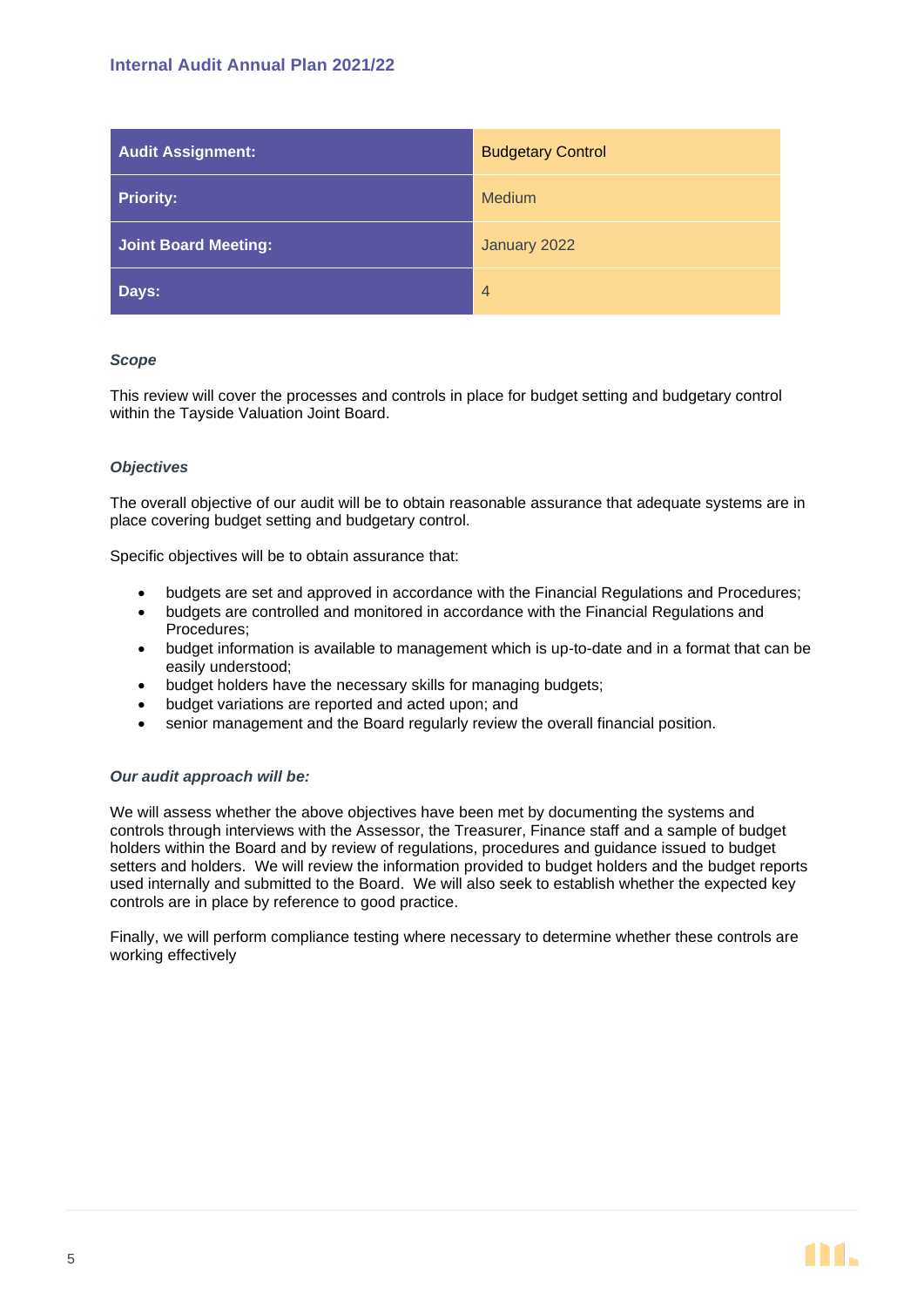| Audit Assignment: | Budgetary Control |
|---|---|
| Priority: | Medium |
| Joint Board Meeting: | January 2022 |
| Days: | 4 |

***Scope***

This review will cover the processes and controls in place for budget setting and budgetary control within the Tayside Valuation Joint Board.

***Objectives***

The overall objective of our audit will be to obtain reasonable assurance that adequate systems are in place covering budget setting and budgetary control.

Specific objectives will be to obtain assurance that:

- budgets are set and approved in accordance with the Financial Regulations and Procedures;
- budgets are controlled and monitored in accordance with the Financial Regulations and Procedures;
- budget information is available to management which is up-to-date and in a format that can be easily understood;
- budget holders have the necessary skills for managing budgets;
- budget variations are reported and acted upon; and
- senior management and the Board regularly review the overall financial position.

***Our audit approach will be:***

We will assess whether the above objectives have been met by documenting the systems and controls through interviews with the Assessor, the Treasurer, Finance staff and a sample of budget holders within the Board and by review of regulations, procedures and guidance issued to budget setters and holders. We will review the information provided to budget holders and the budget reports used internally and submitted to the Board. We will also seek to establish whether the expected key controls are in place by reference to good practice.

Finally, we will perform compliance testing where necessary to determine whether these controls are working effectively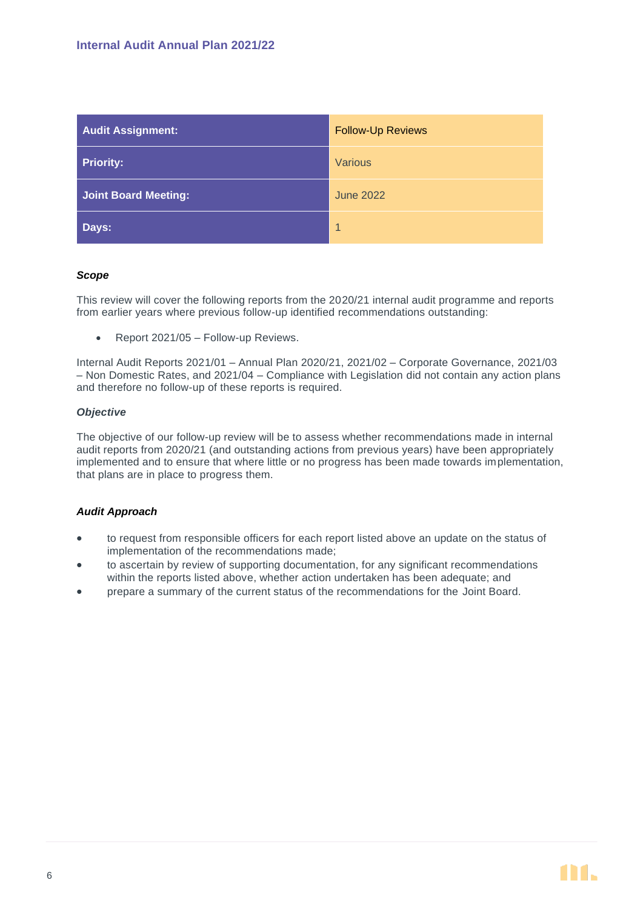| Audit Assignment: | Follow-Up Reviews |
| --- | --- |
| Priority: | Various |
| Joint Board Meeting: | June 2022 |
| Days: | 1 |

***Scope***

This review will cover the following reports from the 2020/21 internal audit programme and reports from earlier years where previous follow-up identified recommendations outstanding:

- Report 2021/05 – Follow-up Reviews.

Internal Audit Reports 2021/01 – Annual Plan 2020/21, 2021/02 – Corporate Governance, 2021/03 – Non Domestic Rates, and 2021/04 – Compliance with Legislation did not contain any action plans and therefore no follow-up of these reports is required.

***Objective***

The objective of our follow-up review will be to assess whether recommendations made in internal audit reports from 2020/21 (and outstanding actions from previous years) have been appropriately implemented and to ensure that where little or no progress has been made towards implementation, that plans are in place to progress them.

***Audit Approach***

- to request from responsible officers for each report listed above an update on the status of implementation of the recommendations made;
- to ascertain by review of supporting documentation, for any significant recommendations within the reports listed above, whether action undertaken has been adequate; and
- prepare a summary of the current status of the recommendations for the Joint Board.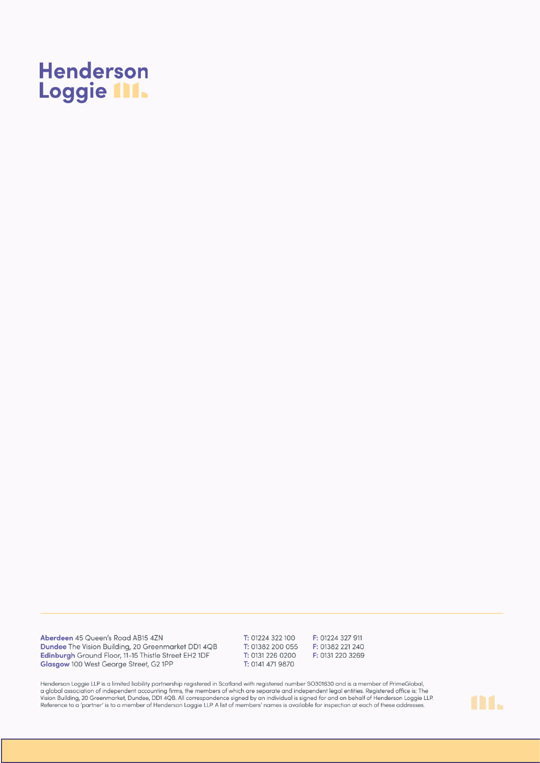Henderson
Loggie

**Aberdeen** 45 Queen's Road AB15 4ZN  
**Dundee** The Vision Building, 20 Greenmarket DD1 4QB  
**Edinburgh** Ground Floor, 11-15 Thistle Street EH2 1DF  
**Glasgow** 100 West George Street, G2 1PP

T: 01224 322 100 F: 01224 327 911  
T: 01382 200 055 F: 01382 221 240  
T: 0131 226 0200 F: 0131 220 3269  
T: 0141 471 9870

Henderson Loggie LLP is a limited liability partnership registered in Scotland with registered number SO301630 and is a member of PrimeGlobal, a global association of independent accounting firms, the members of which are separate and independent legal entities. Registered office is: The Vision Building, 20 Greenmarket, Dundee, DD1 4QB. All correspondence signed by an individual is signed for and on behalf of Henderson Loggie LLP. Reference to a 'partner' is to a member of Henderson Loggie LLP. A list of members' names is available for inspection at each of these addresses.